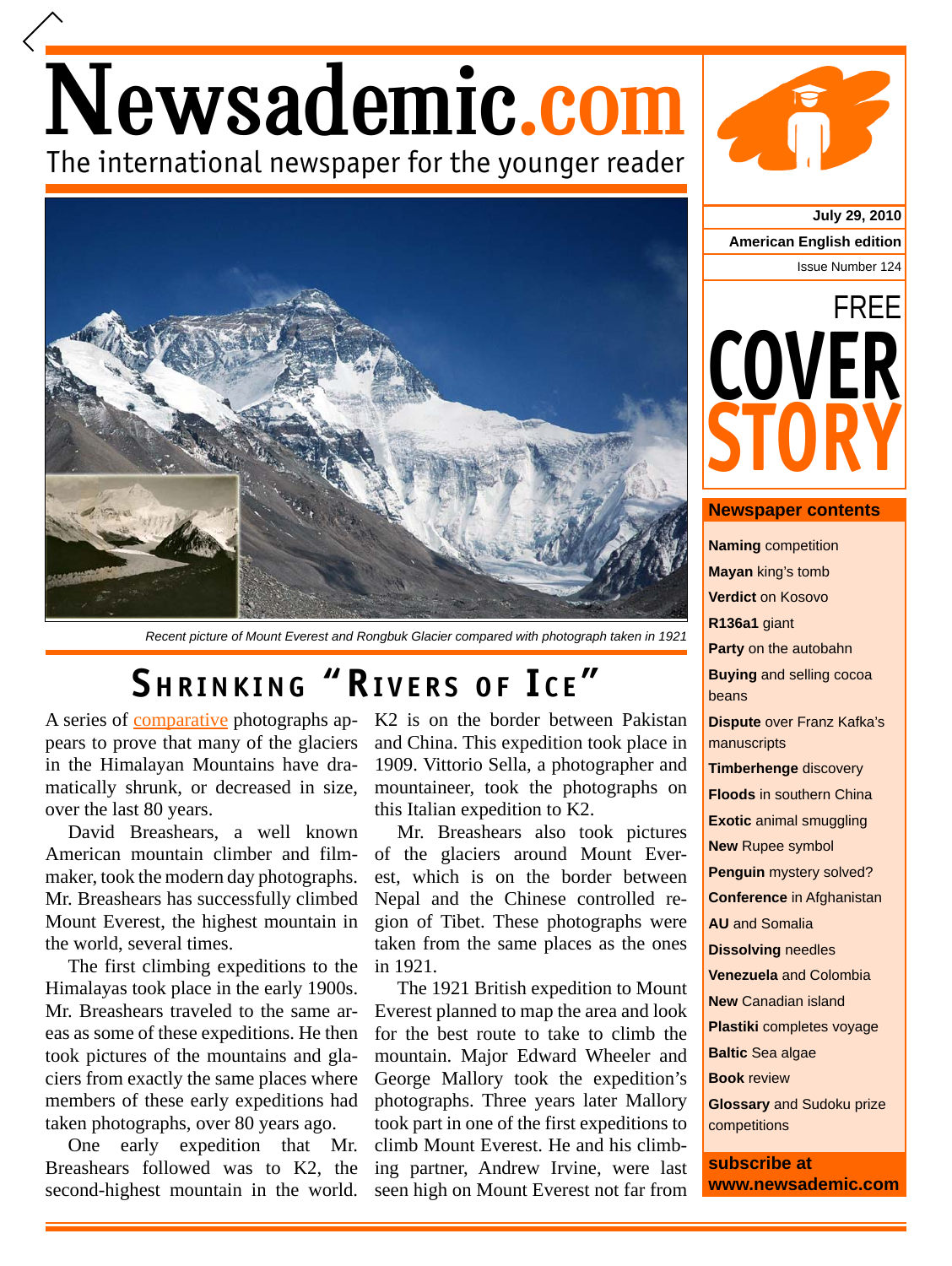# Newsademic.com

The international newspaper for the younger reader

July 29, 2010

American English edition

Issue Number 124

FREE COVER STORY

Recent picture of Mount Everest and Rongbuk Glacier compared with photograph taken in 1921

## Shrinking "Rivers of Ice"

A series of comparative photographs appears to prove that many of the glaciers in the Himalayan Mountains have dramatically shrunk, or decreased in size, over the last 80 years.

David Breashears, a well known American mountain climber and filmmaker, took the modern day photographs. Mr. Breashears has successfully climbed Mount Everest, the highest mountain in the world, several times.

The first climbing expeditions to the Himalayas took place in the early 1900s. Mr. Breashears traveled to the same areas as some of these expeditions. He then took pictures of the mountains and glaciers from exactly the same places where members of these early expeditions had taken photographs, over 80 years ago.

One early expedition that Mr. Breashears followed was to K2, the second-highest mountain in the world. K2 is on the border between Pakistan and China. This expedition took place in 1909. Vittorio Sella, a photographer and mountaineer, took the photographs on this Italian expedition to K2.

Mr. Breashears also took pictures of the glaciers around Mount Everest, which is on the border between Nepal and the Chinese controlled region of Tibet. These photographs were taken from the same places as the ones in 1921.

The 1921 British expedition to Mount Everest planned to map the area and look for the best route to take to climb the mountain. Major Edward Wheeler and George Mallory took the expedition's photographs. Three years later Mallory took part in one of the first expeditions to climb Mount Everest. He and his climbing partner, Andrew Irvine, were last seen high on Mount Everest not far from

### Newspaper contents

- **Naming** competition
- **Mayan** king's tomb
- **Verdict** on Kosovo
- **R136a1** giant
- **Party** on the autobahn
- **Buying** and selling cocoa beans
- **Dispute** over Franz Kafka's manuscripts
- **Timberhenge** discovery
- **Floods** in southern China
- **Exotic** animal smuggling
- **New** Rupee symbol
- **Penguin** mystery solved?
- **Conference** in Afghanistan
- **AU** and Somalia
- **Dissolving** needles
- **Venezuela** and Colombia
- **New** Canadian island
- **Plastiki** completes voyage
- **Baltic** Sea algae
- **Book** review
- **Glossary** and Sudoku prize competitions

**subscribe at www.newsademic.com**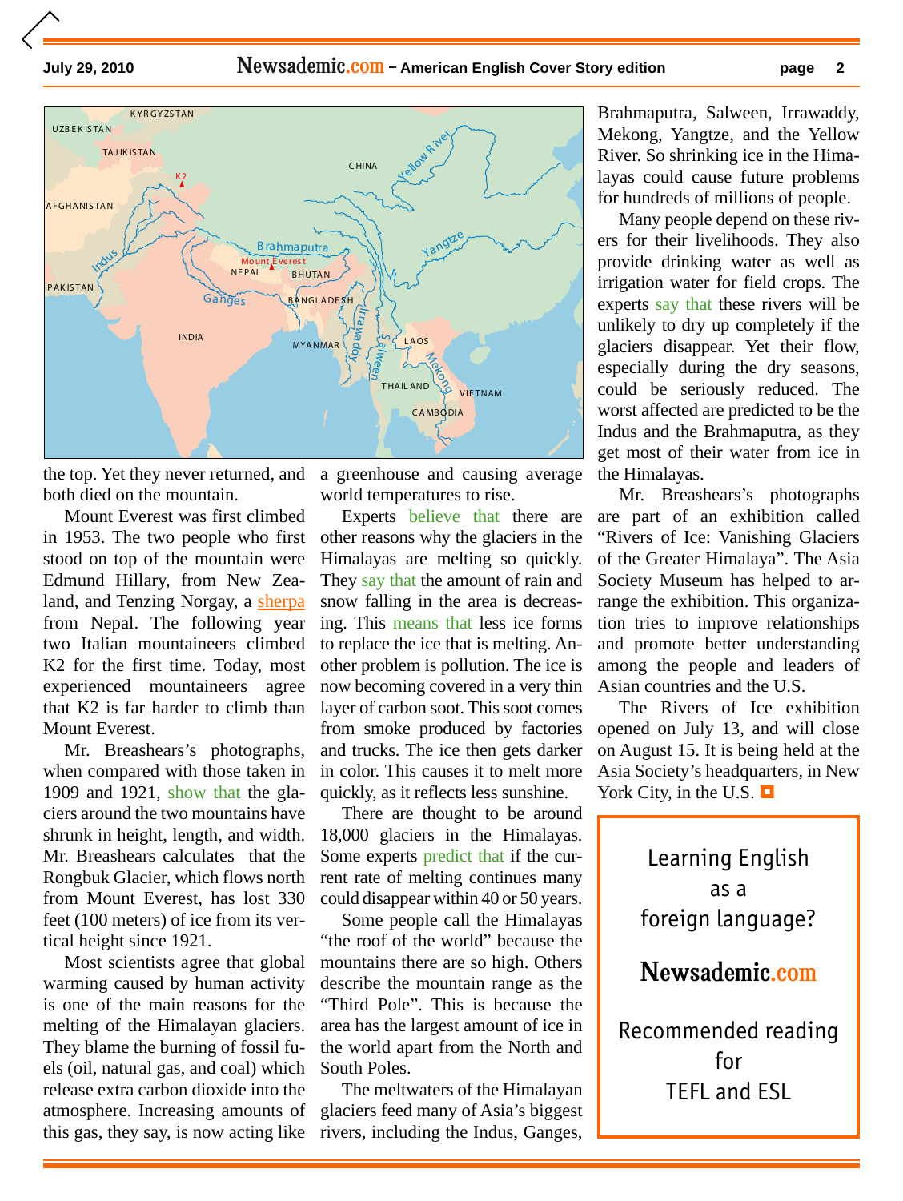KYRGYZSTAN
UZBEKISTAN
TAJIKISTAN
K2
CHINA
Yellow River
AFGHANISTAN
Indus
Brahmaputra
Mount Everest
NEPAL
BHUTAN
Yangtze
PAKISTAN
Ganges
BANGLADESH
INDIA
MYANMAR
Irrawaddy
Salween
LAOS
Mekong
THAILAND
VIETNAM
CAMBODIA

the top. Yet they never returned, and both died on the mountain.

Mount Everest was first climbed in 1953. The two people who first stood on top of the mountain were Edmund Hillary, from New Zealand, and Tenzing Norgay, a sherpa from Nepal. The following year two Italian mountaineers climbed K2 for the first time. Today, most experienced mountaineers agree that K2 is far harder to climb than Mount Everest.

Mr. Breashears's photographs, when compared with those taken in 1909 and 1921, show that the glaciers around the two mountains have shrunk in height, length, and width. Mr. Breashears calculates that the Rongbuk Glacier, which flows north from Mount Everest, has lost 330 feet (100 meters) of ice from its vertical height since 1921.

Most scientists agree that global warming caused by human activity is one of the main reasons for the melting of the Himalayan glaciers. They blame the burning of fossil fuels (oil, natural gas, and coal) which release extra carbon dioxide into the atmosphere. Increasing amounts of this gas, they say, is now acting like a greenhouse and causing average world temperatures to rise.

Experts believe that there are other reasons why the glaciers in the Himalayas are melting so quickly. They say that the amount of rain and snow falling in the area is decreasing. This means that less ice forms to replace the ice that is melting. Another problem is pollution. The ice is now becoming covered in a very thin layer of carbon soot. This soot comes from smoke produced by factories and trucks. The ice then gets darker in color. This causes it to melt more quickly, as it reflects less sunshine.

There are thought to be around 18,000 glaciers in the Himalayas. Some experts predict that if the current rate of melting continues many could disappear within 40 or 50 years.

Some people call the Himalayas "the roof of the world" because the mountains there are so high. Others describe the mountain range as the "Third Pole". This is because the area has the largest amount of ice in the world apart from the North and South Poles.

The meltwaters of the Himalayan glaciers feed many of Asia's biggest rivers, including the Indus, Ganges, Brahmaputra, Salween, Irrawaddy, Mekong, Yangtze, and the Yellow River. So shrinking ice in the Himalayas could cause future problems for hundreds of millions of people.

Many people depend on these rivers for their livelihoods. They also provide drinking water as well as irrigation water for field crops. The experts say that these rivers will be unlikely to dry up completely if the glaciers disappear. Yet their flow, especially during the dry seasons, could be seriously reduced. The worst affected are predicted to be the Indus and the Brahmaputra, as they get most of their water from ice in the Himalayas.

Mr. Breashears's photographs are part of an exhibition called "Rivers of Ice: Vanishing Glaciers of the Greater Himalaya". The Asia Society Museum has helped to arrange the exhibition. This organization tries to improve relationships and promote better understanding among the people and leaders of Asian countries and the U.S.

The Rivers of Ice exhibition opened on July 13, and will close on August 15. It is being held at the Asia Society's headquarters, in New York City, in the U.S. ◘

Learning English as a foreign language?

**Newsademic.com**

Recommended reading for TEFL and ESL